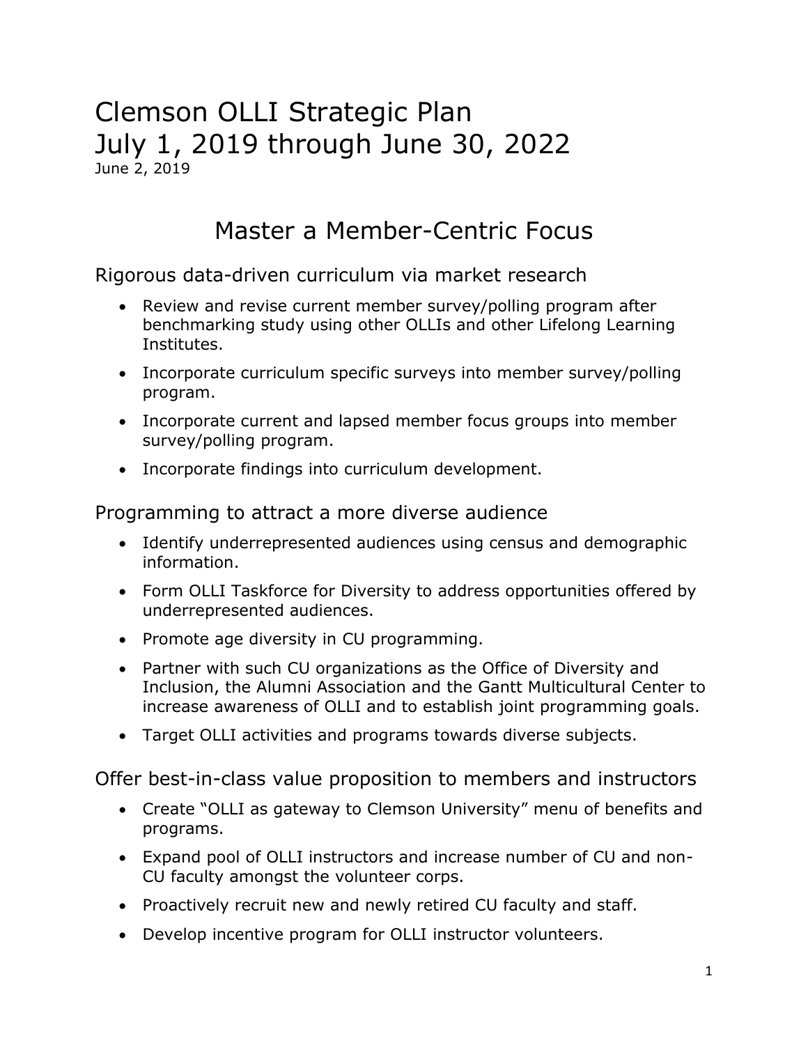# Clemson OLLI Strategic Plan
# July 1, 2019 through June 30, 2022

June 2, 2019

## Master a Member-Centric Focus

### Rigorous data-driven curriculum via market research

- Review and revise current member survey/polling program after benchmarking study using other OLLIs and other Lifelong Learning Institutes.
- Incorporate curriculum specific surveys into member survey/polling program.
- Incorporate current and lapsed member focus groups into member survey/polling program.
- Incorporate findings into curriculum development.

### Programming to attract a more diverse audience

- Identify underrepresented audiences using census and demographic information.
- Form OLLI Taskforce for Diversity to address opportunities offered by underrepresented audiences.
- Promote age diversity in CU programming.
- Partner with such CU organizations as the Office of Diversity and Inclusion, the Alumni Association and the Gantt Multicultural Center to increase awareness of OLLI and to establish joint programming goals.
- Target OLLI activities and programs towards diverse subjects.

### Offer best-in-class value proposition to members and instructors

- Create "OLLI as gateway to Clemson University" menu of benefits and programs.
- Expand pool of OLLI instructors and increase number of CU and non-CU faculty amongst the volunteer corps.
- Proactively recruit new and newly retired CU faculty and staff.
- Develop incentive program for OLLI instructor volunteers.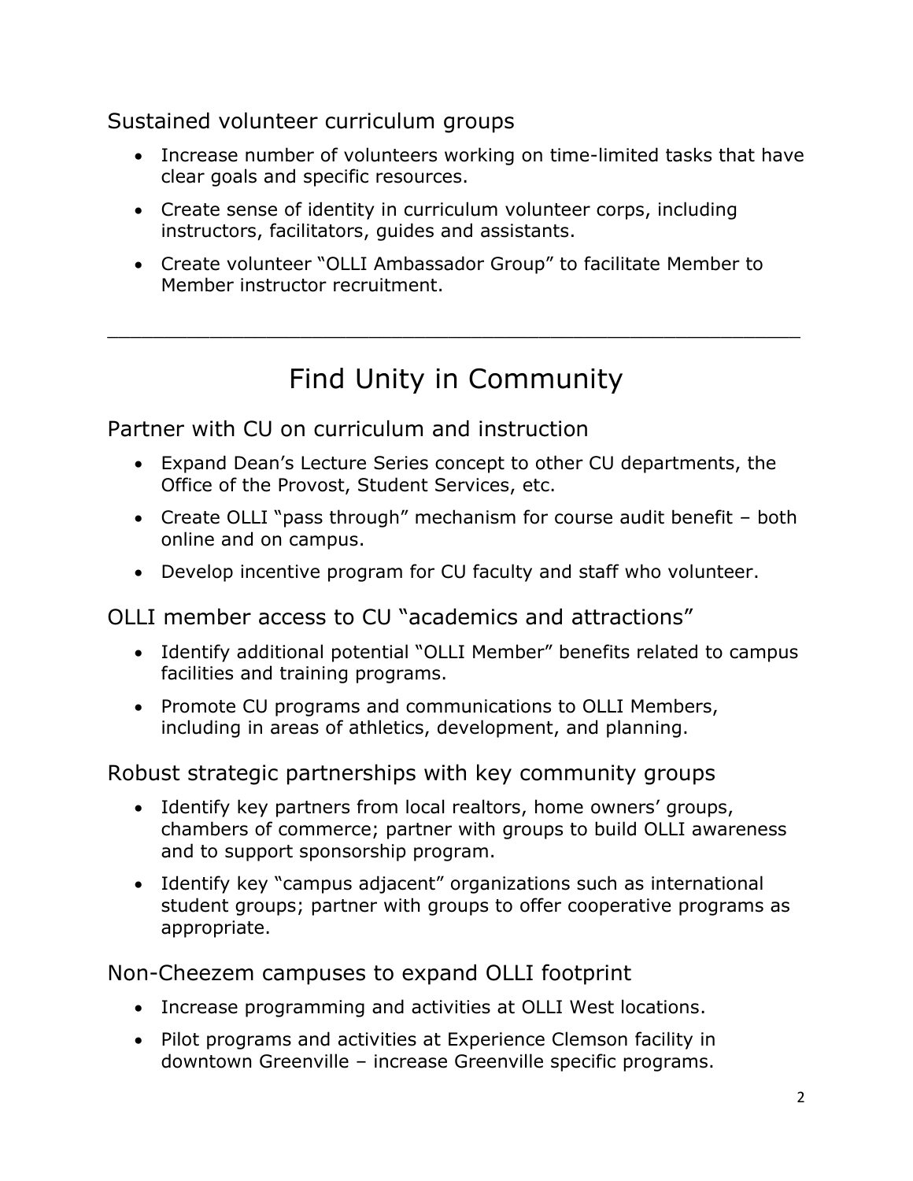### Sustained volunteer curriculum groups

- Increase number of volunteers working on time-limited tasks that have clear goals and specific resources.
- Create sense of identity in curriculum volunteer corps, including instructors, facilitators, guides and assistants.
- Create volunteer “OLLI Ambassador Group” to facilitate Member to Member instructor recruitment.

---

## Find Unity in Community

### Partner with CU on curriculum and instruction

- Expand Dean’s Lecture Series concept to other CU departments, the Office of the Provost, Student Services, etc.
- Create OLLI “pass through” mechanism for course audit benefit – both online and on campus.
- Develop incentive program for CU faculty and staff who volunteer.

### OLLI member access to CU “academics and attractions”

- Identify additional potential “OLLI Member” benefits related to campus facilities and training programs.
- Promote CU programs and communications to OLLI Members, including in areas of athletics, development, and planning.

### Robust strategic partnerships with key community groups

- Identify key partners from local realtors, home owners’ groups, chambers of commerce; partner with groups to build OLLI awareness and to support sponsorship program.
- Identify key “campus adjacent” organizations such as international student groups; partner with groups to offer cooperative programs as appropriate.

### Non-Cheezem campuses to expand OLLI footprint

- Increase programming and activities at OLLI West locations.
- Pilot programs and activities at Experience Clemson facility in downtown Greenville – increase Greenville specific programs.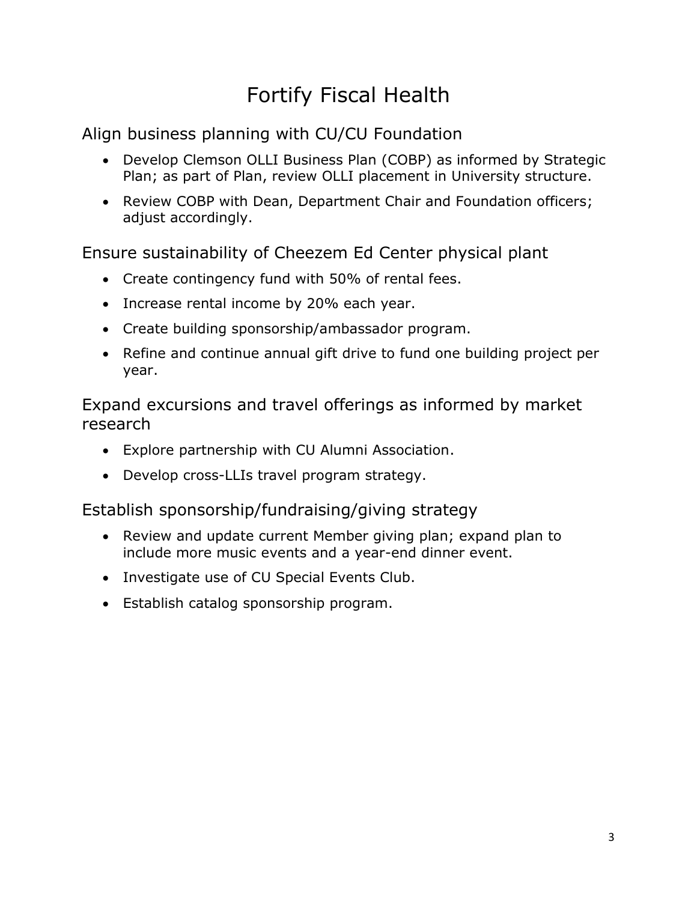# Fortify Fiscal Health

## Align business planning with CU/CU Foundation

- Develop Clemson OLLI Business Plan (COBP) as informed by Strategic Plan; as part of Plan, review OLLI placement in University structure.
- Review COBP with Dean, Department Chair and Foundation officers; adjust accordingly.

## Ensure sustainability of Cheezem Ed Center physical plant

- Create contingency fund with 50% of rental fees.
- Increase rental income by 20% each year.
- Create building sponsorship/ambassador program.
- Refine and continue annual gift drive to fund one building project per year.

## Expand excursions and travel offerings as informed by market research

- Explore partnership with CU Alumni Association.
- Develop cross-LLIs travel program strategy.

## Establish sponsorship/fundraising/giving strategy

- Review and update current Member giving plan; expand plan to include more music events and a year-end dinner event.
- Investigate use of CU Special Events Club.
- Establish catalog sponsorship program.